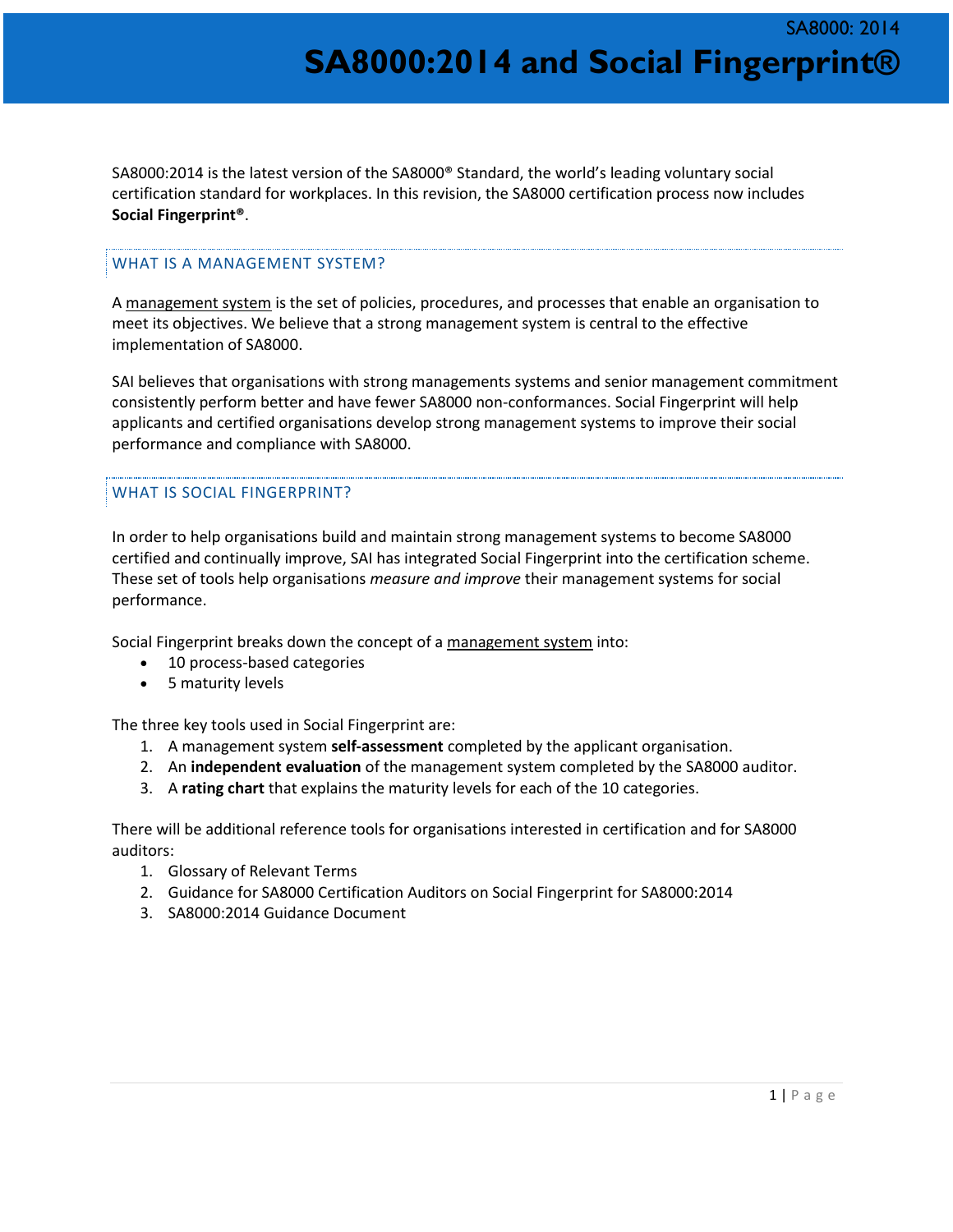# SA8000:2014 and Social Fingerprint®

SA8000:2014 is the latest version of the SA8000® Standard, the world's leading voluntary social certification standard for workplaces. In this revision, the SA8000 certification process now includes **Social Fingerprint®**.

## WHAT IS A MANAGEMENT SYSTEM?

A management system is the set of policies, procedures, and processes that enable an organisation to meet its objectives. We believe that a strong management system is central to the effective implementation of SA8000.

SAI believes that organisations with strong managements systems and senior management commitment consistently perform better and have fewer SA8000 non-conformances. Social Fingerprint will help applicants and certified organisations develop strong management systems to improve their social performance and compliance with SA8000.

## WHAT IS SOCIAL FINGERPRINT?

In order to help organisations build and maintain strong management systems to become SA8000 certified and continually improve, SAI has integrated Social Fingerprint into the certification scheme. These set of tools help organisations *measure and improve* their management systems for social performance.

Social Fingerprint breaks down the concept of a management system into:

- 10 process-based categories
- 5 maturity levels

The three key tools used in Social Fingerprint are:

1. A management system **self-assessment** completed by the applicant organisation.
2. An **independent evaluation** of the management system completed by the SA8000 auditor.
3. A **rating chart** that explains the maturity levels for each of the 10 categories.

There will be additional reference tools for organisations interested in certification and for SA8000 auditors:

1. Glossary of Relevant Terms
2. Guidance for SA8000 Certification Auditors on Social Fingerprint for SA8000:2014
3. SA8000:2014 Guidance Document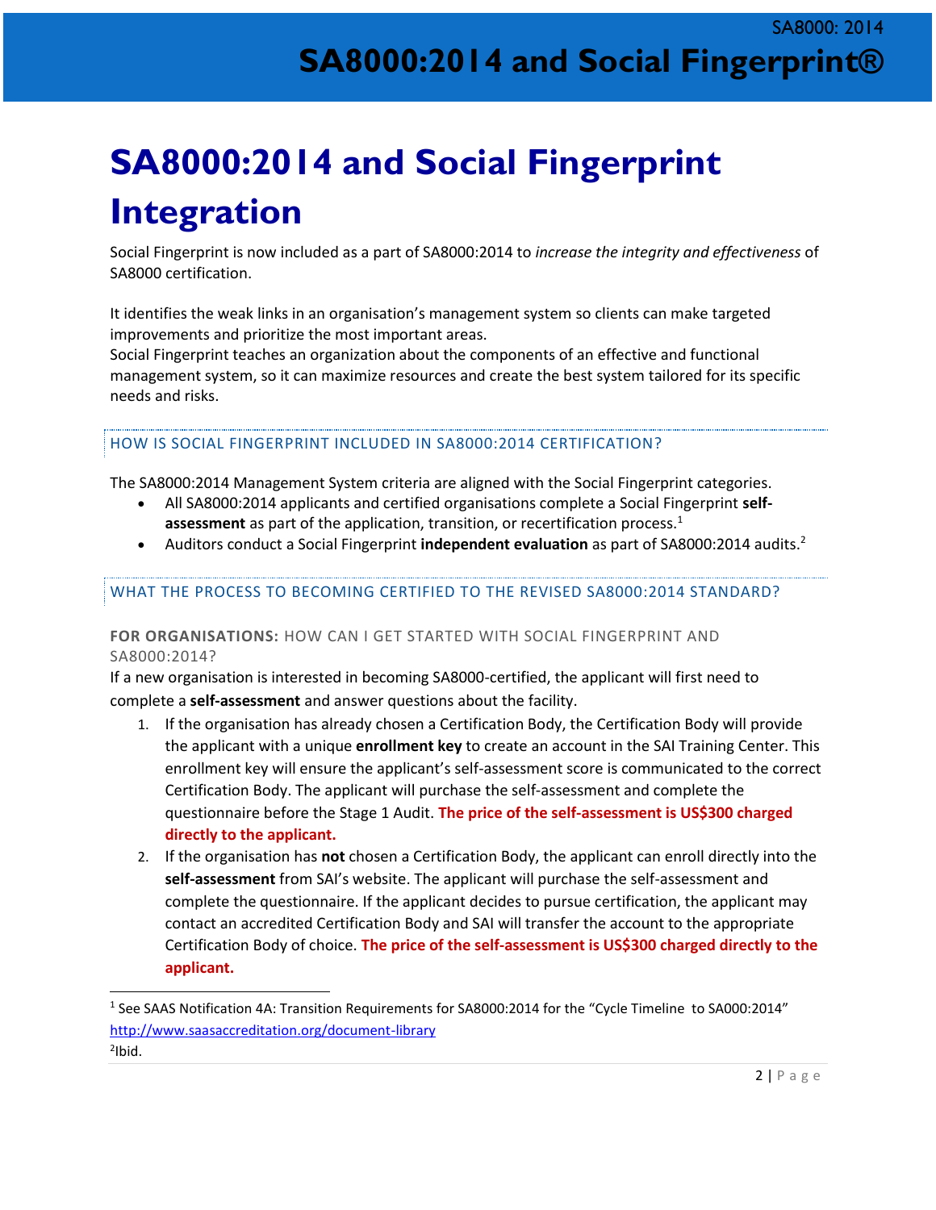# SA8000:2014 and Social Fingerprint Integration

Social Fingerprint is now included as a part of SA8000:2014 to *increase the integrity and effectiveness* of SA8000 certification.

It identifies the weak links in an organisation's management system so clients can make targeted improvements and prioritize the most important areas.
Social Fingerprint teaches an organization about the components of an effective and functional management system, so it can maximize resources and create the best system tailored for its specific needs and risks.

## HOW IS SOCIAL FINGERPRINT INCLUDED IN SA8000:2014 CERTIFICATION?

The SA8000:2014 Management System criteria are aligned with the Social Fingerprint categories.

- All SA8000:2014 applicants and certified organisations complete a Social Fingerprint **self-assessment** as part of the application, transition, or recertification process.[1]
- Auditors conduct a Social Fingerprint **independent evaluation** as part of SA8000:2014 audits.[2]

## WHAT THE PROCESS TO BECOMING CERTIFIED TO THE REVISED SA8000:2014 STANDARD?

### FOR ORGANISATIONS: HOW CAN I GET STARTED WITH SOCIAL FINGERPRINT AND SA8000:2014?

If a new organisation is interested in becoming SA8000-certified, the applicant will first need to complete a **self-assessment** and answer questions about the facility.

1. If the organisation has already chosen a Certification Body, the Certification Body will provide the applicant with a unique **enrollment key** to create an account in the SAI Training Center. This enrollment key will ensure the applicant's self-assessment score is communicated to the correct Certification Body. The applicant will purchase the self-assessment and complete the questionnaire before the Stage 1 Audit. **The price of the self-assessment is US$300 charged directly to the applicant.**
2. If the organisation has **not** chosen a Certification Body, the applicant can enroll directly into the **self-assessment** from SAI's website. The applicant will purchase the self-assessment and complete the questionnaire. If the applicant decides to pursue certification, the applicant may contact an accredited Certification Body and SAI will transfer the account to the appropriate Certification Body of choice. **The price of the self-assessment is US$300 charged directly to the applicant.**

---

[1] See SAAS Notification 4A: Transition Requirements for SA8000:2014 for the "Cycle Timeline to SA000:2014" http://www.saasaccreditation.org/document-library

[2] Ibid.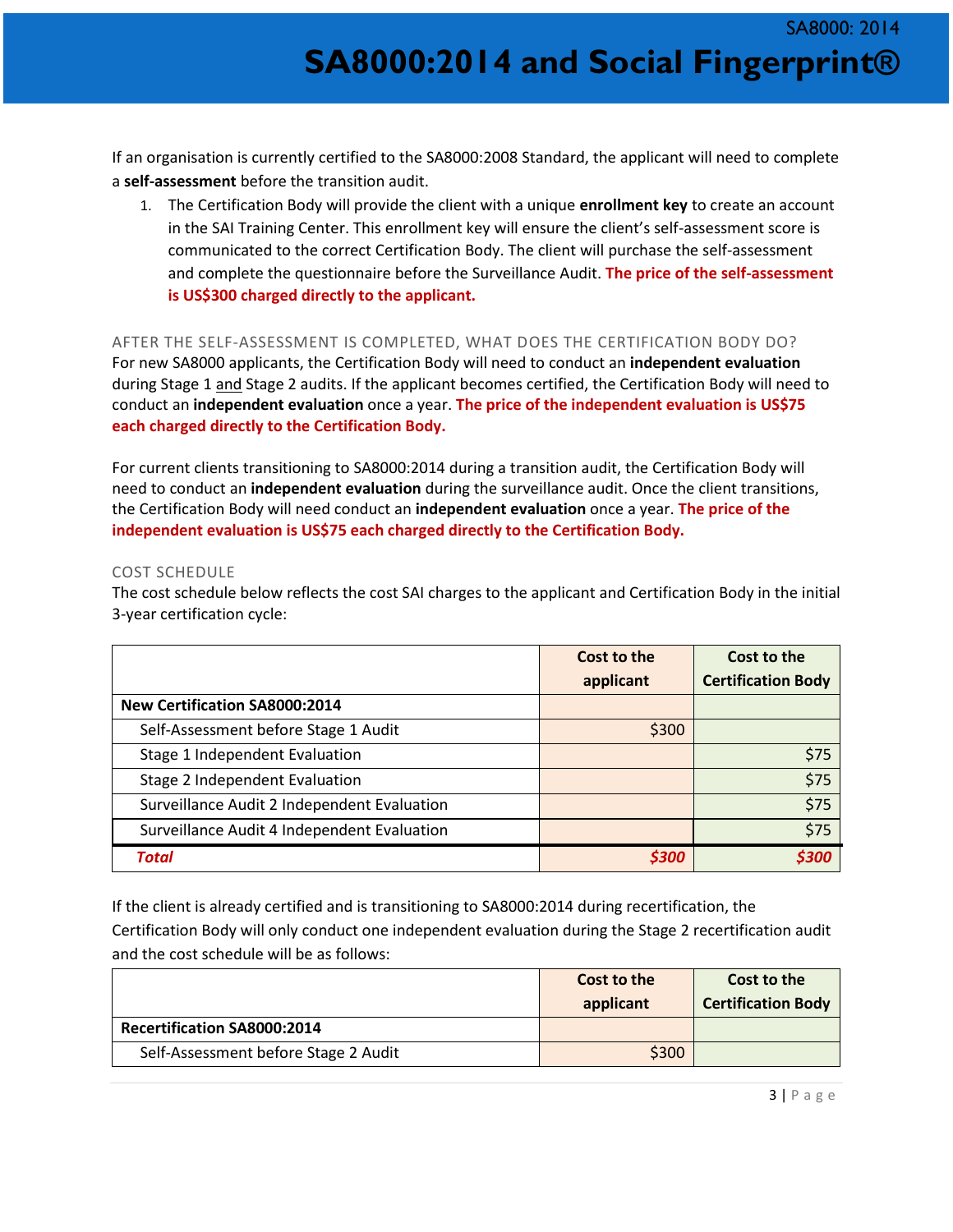If an organisation is currently certified to the SA8000:2008 Standard, the applicant will need to complete a **self-assessment** before the transition audit.

1. The Certification Body will provide the client with a unique **enrollment key** to create an account in the SAI Training Center. This enrollment key will ensure the client's self-assessment score is communicated to the correct Certification Body. The client will purchase the self-assessment and complete the questionnaire before the Surveillance Audit. **The price of the self-assessment is US$300 charged directly to the applicant.**

### AFTER THE SELF-ASSESSMENT IS COMPLETED, WHAT DOES THE CERTIFICATION BODY DO?

For new SA8000 applicants, the Certification Body will need to conduct an **independent evaluation** during Stage 1 and Stage 2 audits. If the applicant becomes certified, the Certification Body will need to conduct an **independent evaluation** once a year. **The price of the independent evaluation is US$75 each charged directly to the Certification Body.**

For current clients transitioning to SA8000:2014 during a transition audit, the Certification Body will need to conduct an **independent evaluation** during the surveillance audit. Once the client transitions, the Certification Body will need conduct an **independent evaluation** once a year. **The price of the independent evaluation is US$75 each charged directly to the Certification Body.**

### COST SCHEDULE

The cost schedule below reflects the cost SAI charges to the applicant and Certification Body in the initial 3-year certification cycle:

| | Cost to the applicant | Cost to the Certification Body |
|---|---|---|
| **New Certification SA8000:2014** | | |
| Self-Assessment before Stage 1 Audit | $300 | |
| Stage 1 Independent Evaluation | | $75 |
| Stage 2 Independent Evaluation | | $75 |
| Surveillance Audit 2 Independent Evaluation | | $75 |
| Surveillance Audit 4 Independent Evaluation | | $75 |
| ***Total*** | ***$300*** | ***$300*** |

If the client is already certified and is transitioning to SA8000:2014 during recertification, the Certification Body will only conduct one independent evaluation during the Stage 2 recertification audit and the cost schedule will be as follows:

| | Cost to the applicant | Cost to the Certification Body |
|---|---|---|
| **Recertification SA8000:2014** | | |
| Self-Assessment before Stage 2 Audit | $300 | |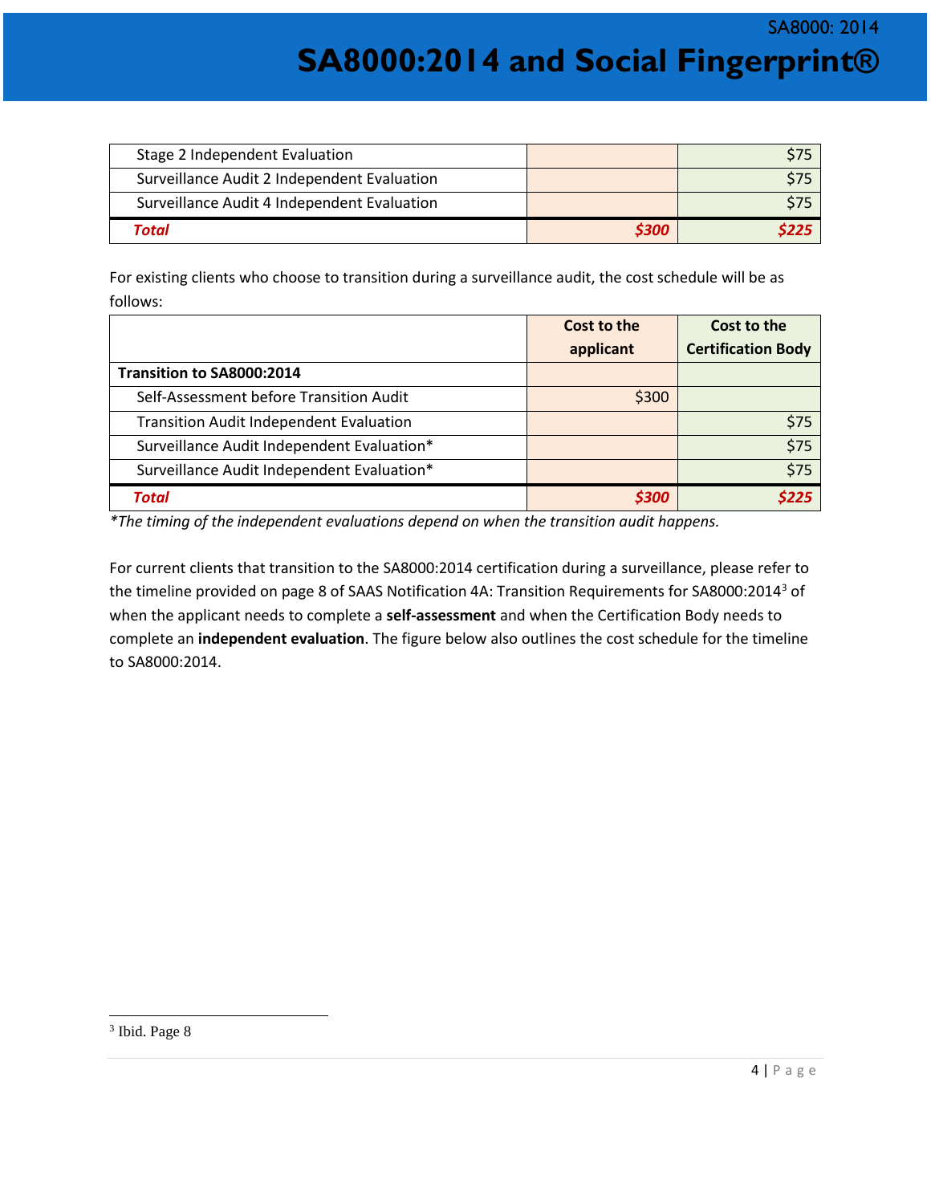| | | |
|---|---|---|
| Stage 2 Independent Evaluation | | $75 |
| Surveillance Audit 2 Independent Evaluation | | $75 |
| Surveillance Audit 4 Independent Evaluation | | $75 |
| ***Total*** | ***$300*** | ***$225*** |

For existing clients who choose to transition during a surveillance audit, the cost schedule will be as follows:

| | **Cost to the applicant** | **Cost to the Certification Body** |
|---|---|---|
| **Transition to SA8000:2014** | | |
| Self-Assessment before Transition Audit | $300 | |
| Transition Audit Independent Evaluation | | $75 |
| Surveillance Audit Independent Evaluation* | | $75 |
| Surveillance Audit Independent Evaluation* | | $75 |
| ***Total*** | ***$300*** | ***$225*** |

*\*The timing of the independent evaluations depend on when the transition audit happens.*

For current clients that transition to the SA8000:2014 certification during a surveillance, please refer to the timeline provided on page 8 of SAAS Notification 4A: Transition Requirements for SA8000:2014[3] of when the applicant needs to complete a **self-assessment** and when the Certification Body needs to complete an **independent evaluation**. The figure below also outlines the cost schedule for the timeline to SA8000:2014.

[3] Ibid. Page 8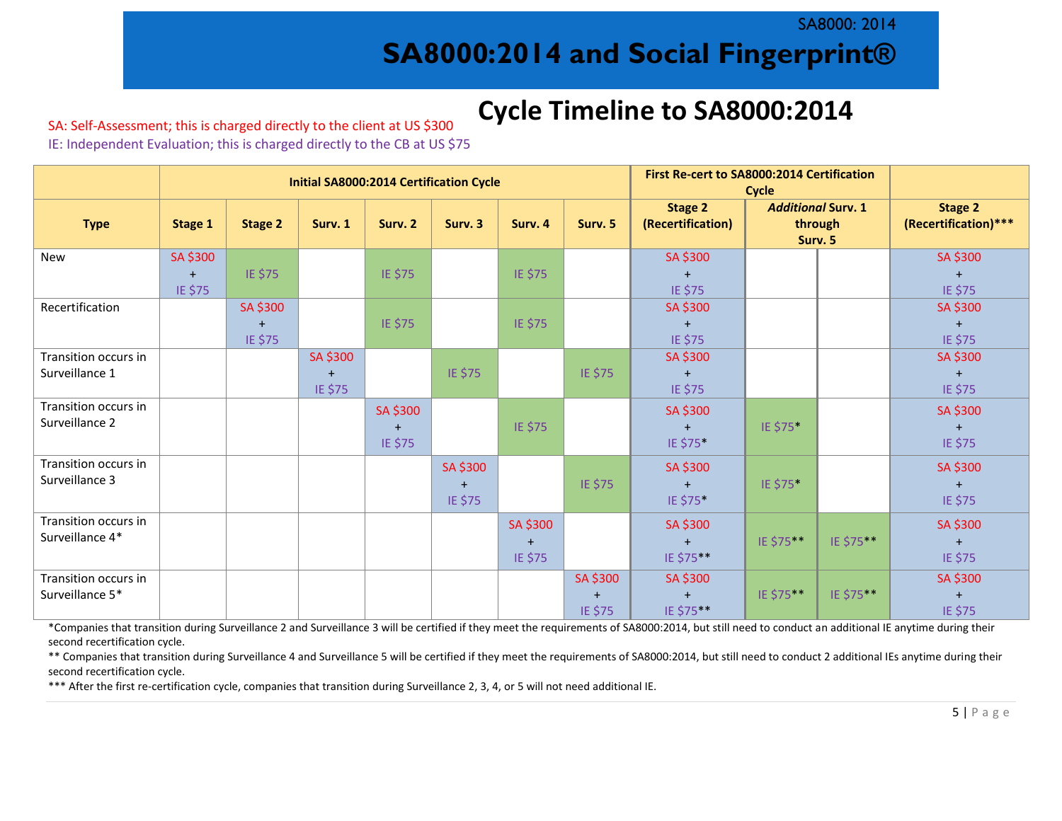# SA8000:2014 and Social Fingerprint®

## Cycle Timeline to SA8000:2014

SA: Self-Assessment; this is charged directly to the client at US $300

IE: Independent Evaluation; this is charged directly to the CB at US $75

| | Initial SA8000:2014 Certification Cycle | | | | | | | First Re-cert to SA8000:2014 Certification Cycle | | | |
|---|---|---|---|---|---|---|---|---|---|---|---|
| **Type** | **Stage 1** | **Stage 2** | **Surv. 1** | **Surv. 2** | **Surv. 3** | **Surv. 4** | **Surv. 5** | **Stage 2 (Recertification)** | ***Additional* Surv. 1 through Surv. 5** | | **Stage 2 (Recertification)*****|
| New | SA $300 + IE $75 | IE $75 | | IE $75 | | IE $75 | | SA $300 + IE $75 | | | SA $300 + IE $75 |
| Recertification | | SA $300 + IE $75 | | IE $75 | | IE $75 | | SA $300 + IE $75 | | | SA $300 + IE $75 |
| Transition occurs in Surveillance 1 | | | SA $300 + IE $75 | | IE $75 | | IE $75 | SA $300 + IE $75 | | | SA $300 + IE $75 |
| Transition occurs in Surveillance 2 | | | | SA $300 + IE $75 | | IE $75 | | SA $300 + IE $75* | IE $75* | | SA $300 + IE $75 |
| Transition occurs in Surveillance 3 | | | | | SA $300 + IE $75 | | IE $75 | SA $300 + IE $75* | IE $75* | | SA $300 + IE $75 |
| Transition occurs in Surveillance 4* | | | | | | SA $300 + IE $75 | | SA $300 + IE $75** | IE $75** | IE $75** | SA $300 + IE $75 |
| Transition occurs in Surveillance 5* | | | | | | | SA $300 + IE $75 | SA $300 + IE $75** | IE $75** | IE $75** | SA $300 + IE $75 |

*Companies that transition during Surveillance 2 and Surveillance 3 will be certified if they meet the requirements of SA8000:2014, but still need to conduct an additional IE anytime during their second recertification cycle.

** Companies that transition during Surveillance 4 and Surveillance 5 will be certified if they meet the requirements of SA8000:2014, but still need to conduct 2 additional IEs anytime during their second recertification cycle.

*** After the first re-certification cycle, companies that transition during Surveillance 2, 3, 4, or 5 will not need additional IE.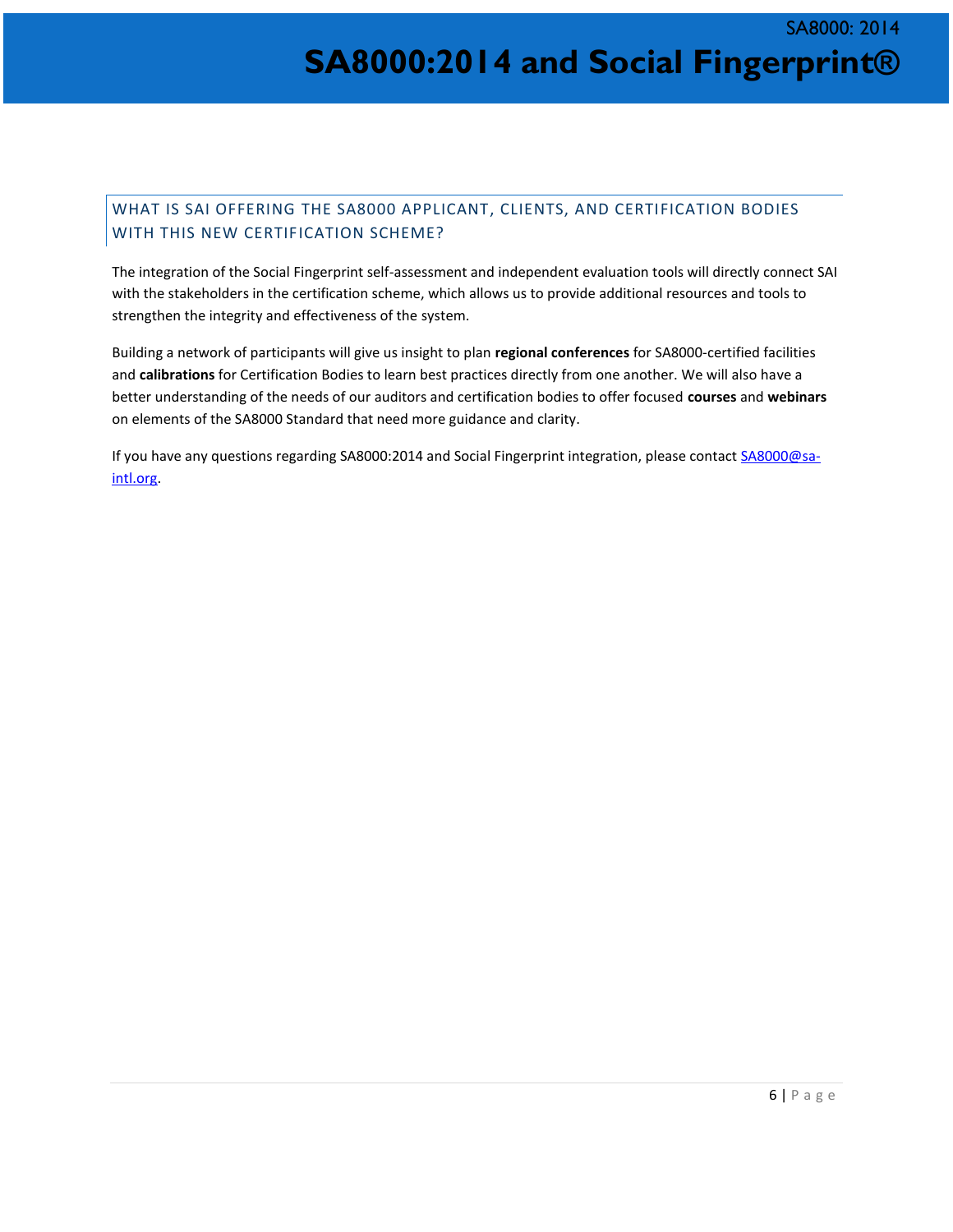## WHAT IS SAI OFFERING THE SA8000 APPLICANT, CLIENTS, AND CERTIFICATION BODIES WITH THIS NEW CERTIFICATION SCHEME?

The integration of the Social Fingerprint self-assessment and independent evaluation tools will directly connect SAI with the stakeholders in the certification scheme, which allows us to provide additional resources and tools to strengthen the integrity and effectiveness of the system.

Building a network of participants will give us insight to plan **regional conferences** for SA8000-certified facilities and **calibrations** for Certification Bodies to learn best practices directly from one another. We will also have a better understanding of the needs of our auditors and certification bodies to offer focused **courses** and **webinars** on elements of the SA8000 Standard that need more guidance and clarity.

If you have any questions regarding SA8000:2014 and Social Fingerprint integration, please contact [SA8000@sa-intl.org](mailto:SA8000@sa-intl.org).